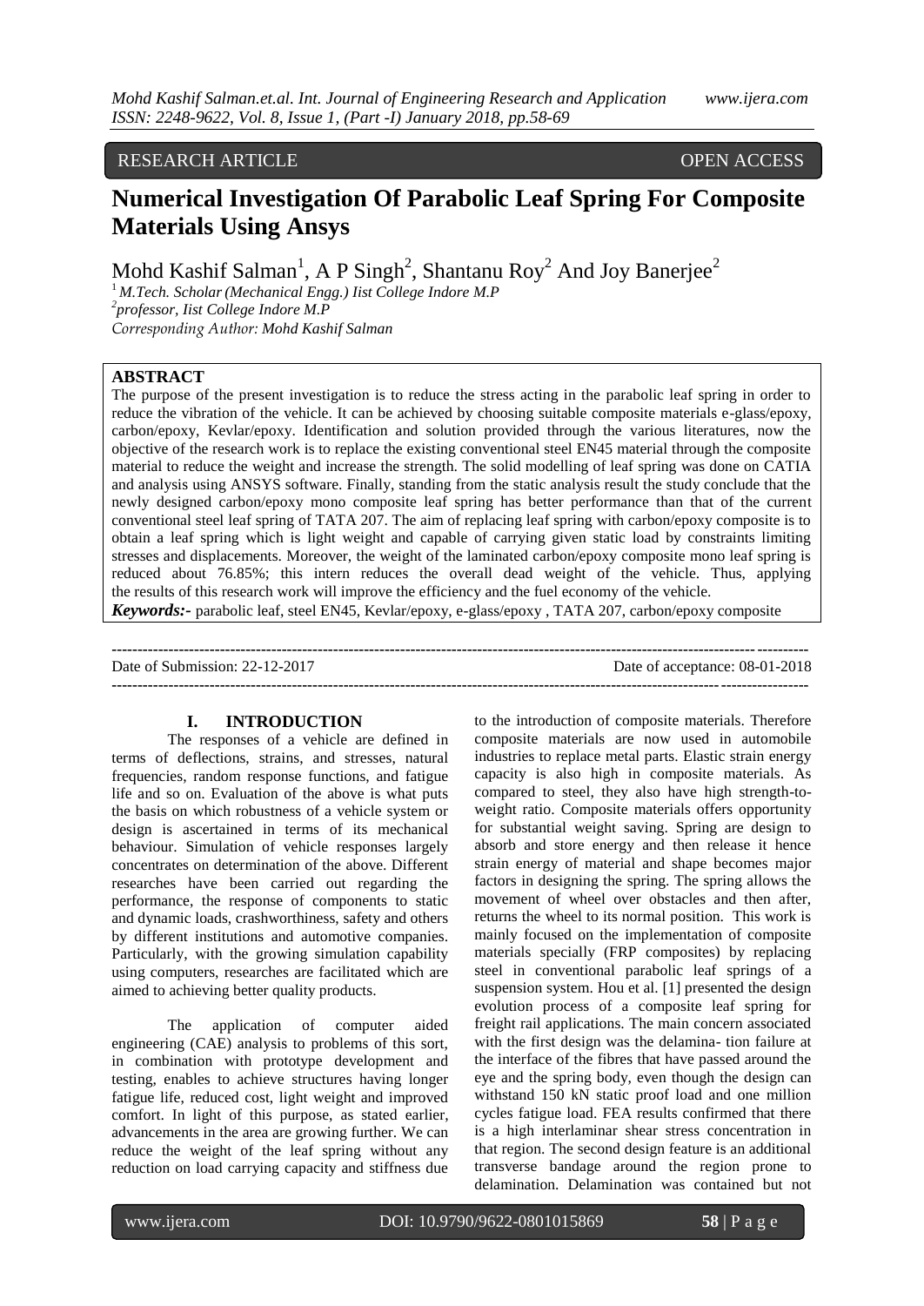RESEARCH ARTICLE OPEN ACCESS

# Numerical Investigation Of Parabolic Leaf Spring For Composite Materials Using Ansys

Mohd Kashif Salman[1], A P Singh[2], Shantanu Roy[2] And Joy Banerjee[2]

[1] M.Tech. Scholar (Mechanical Engg.) Iist College Indore M.P
[2] professor, Iist College Indore M.P
Corresponding Author: Mohd Kashif Salman

## ABSTRACT

The purpose of the present investigation is to reduce the stress acting in the parabolic leaf spring in order to reduce the vibration of the vehicle. It can be achieved by choosing suitable composite materials e-glass/epoxy, carbon/epoxy, Kevlar/epoxy. Identification and solution provided through the various literatures, now the objective of the research work is to replace the existing conventional steel EN45 material through the composite material to reduce the weight and increase the strength. The solid modelling of leaf spring was done on CATIA and analysis using ANSYS software. Finally, standing from the static analysis result the study conclude that the newly designed carbon/epoxy mono composite leaf spring has better performance than that of the current conventional steel leaf spring of TATA 207. The aim of replacing leaf spring with carbon/epoxy composite is to obtain a leaf spring which is light weight and capable of carrying given static load by constraints limiting stresses and displacements. Moreover, the weight of the laminated carbon/epoxy composite mono leaf spring is reduced about 76.85%; this intern reduces the overall dead weight of the vehicle. Thus, applying the results of this research work will improve the efficiency and the fuel economy of the vehicle.

***Keywords:-*** parabolic leaf, steel EN45, Kevlar/epoxy, e-glass/epoxy , TATA 207, carbon/epoxy composite

Date of Submission: 22-12-2017 Date of acceptance: 08-01-2018

## I. INTRODUCTION

The responses of a vehicle are defined in terms of deflections, strains, and stresses, natural frequencies, random response functions, and fatigue life and so on. Evaluation of the above is what puts the basis on which robustness of a vehicle system or design is ascertained in terms of its mechanical behaviour. Simulation of vehicle responses largely concentrates on determination of the above. Different researches have been carried out regarding the performance, the response of components to static and dynamic loads, crashworthiness, safety and others by different institutions and automotive companies. Particularly, with the growing simulation capability using computers, researches are facilitated which are aimed to achieving better quality products.

The application of computer aided engineering (CAE) analysis to problems of this sort, in combination with prototype development and testing, enables to achieve structures having longer fatigue life, reduced cost, light weight and improved comfort. In light of this purpose, as stated earlier, advancements in the area are growing further. We can reduce the weight of the leaf spring without any reduction on load carrying capacity and stiffness due to the introduction of composite materials. Therefore composite materials are now used in automobile industries to replace metal parts. Elastic strain energy capacity is also high in composite materials. As compared to steel, they also have high strength-to-weight ratio. Composite materials offers opportunity for substantial weight saving. Spring are design to absorb and store energy and then release it hence strain energy of material and shape becomes major factors in designing the spring. The spring allows the movement of wheel over obstacles and then after, returns the wheel to its normal position. This work is mainly focused on the implementation of composite materials specially (FRP composites) by replacing steel in conventional parabolic leaf springs of a suspension system. Hou et al. [1] presented the design evolution process of a composite leaf spring for freight rail applications. The main concern associated with the first design was the delamina- tion failure at the interface of the fibres that have passed around the eye and the spring body, even though the design can withstand 150 kN static proof load and one million cycles fatigue load. FEA results confirmed that there is a high interlaminar shear stress concentration in that region. The second design feature is an additional transverse bandage around the region prone to delamination. Delamination was contained but not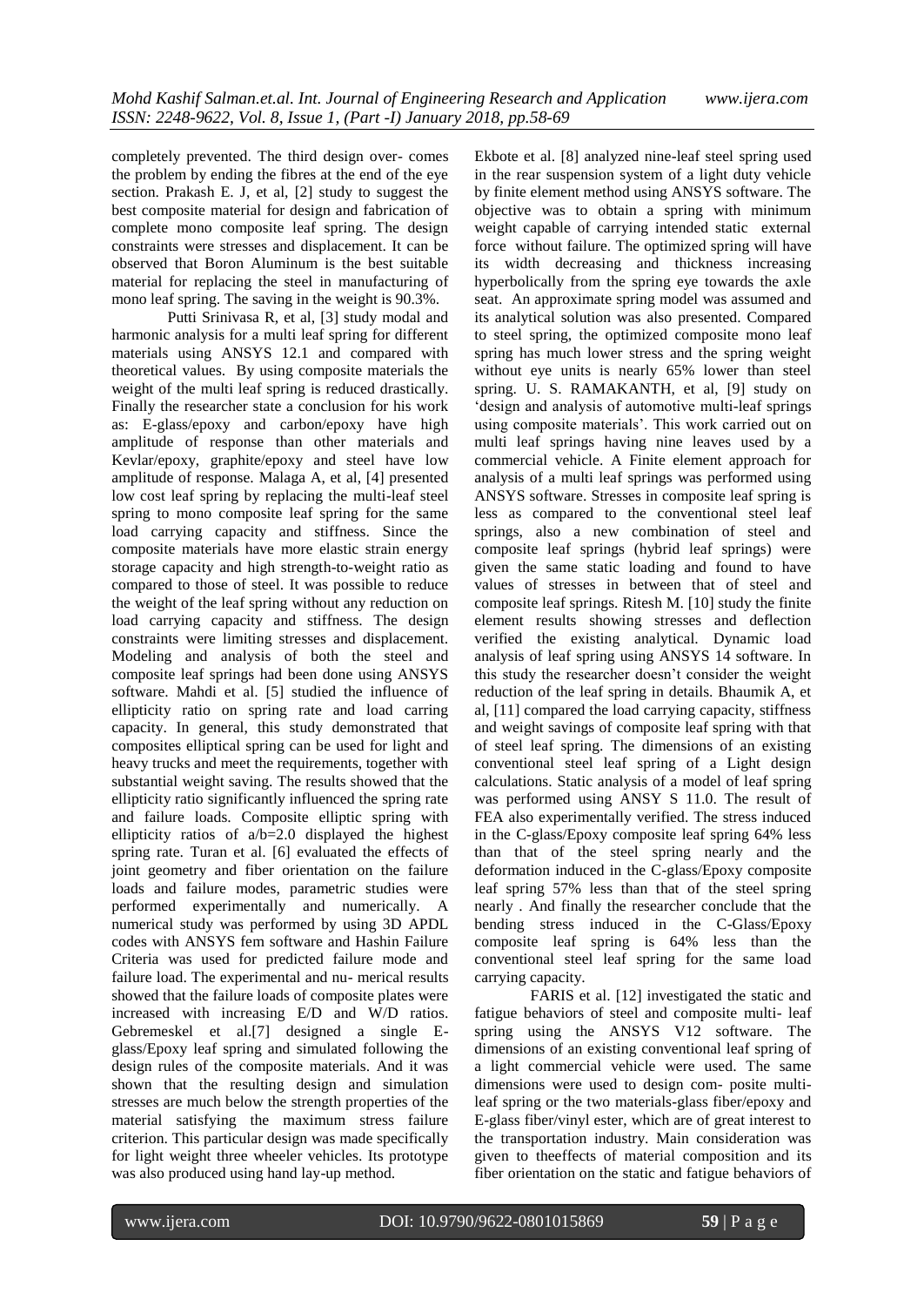completely prevented. The third design over- comes the problem by ending the fibres at the end of the eye section. Prakash E. J, et al, [2] study to suggest the best composite material for design and fabrication of complete mono composite leaf spring. The design constraints were stresses and displacement. It can be observed that Boron Aluminum is the best suitable material for replacing the steel in manufacturing of mono leaf spring. The saving in the weight is 90.3%.

Putti Srinivasa R, et al, [3] study modal and harmonic analysis for a multi leaf spring for different materials using ANSYS 12.1 and compared with theoretical values. By using composite materials the weight of the multi leaf spring is reduced drastically. Finally the researcher state a conclusion for his work as: E-glass/epoxy and carbon/epoxy have high amplitude of response than other materials and Kevlar/epoxy, graphite/epoxy and steel have low amplitude of response. Malaga A, et al, [4] presented low cost leaf spring by replacing the multi-leaf steel spring to mono composite leaf spring for the same load carrying capacity and stiffness. Since the composite materials have more elastic strain energy storage capacity and high strength-to-weight ratio as compared to those of steel. It was possible to reduce the weight of the leaf spring without any reduction on load carrying capacity and stiffness. The design constraints were limiting stresses and displacement. Modeling and analysis of both the steel and composite leaf springs had been done using ANSYS software. Mahdi et al. [5] studied the influence of ellipticity ratio on spring rate and load carring capacity. In general, this study demonstrated that composites elliptical spring can be used for light and heavy trucks and meet the requirements, together with substantial weight saving. The results showed that the ellipticity ratio significantly influenced the spring rate and failure loads. Composite elliptic spring with ellipticity ratios of a/b=2.0 displayed the highest spring rate. Turan et al. [6] evaluated the effects of joint geometry and fiber orientation on the failure loads and failure modes, parametric studies were performed experimentally and numerically. A numerical study was performed by using 3D APDL codes with ANSYS fem software and Hashin Failure Criteria was used for predicted failure mode and failure load. The experimental and nu- merical results showed that the failure loads of composite plates were increased with increasing E/D and W/D ratios. Gebremeskel et al.[7] designed a single E-glass/Epoxy leaf spring and simulated following the design rules of the composite materials. And it was shown that the resulting design and simulation stresses are much below the strength properties of the material satisfying the maximum stress failure criterion. This particular design was made specifically for light weight three wheeler vehicles. Its prototype was also produced using hand lay-up method.

Ekbote et al. [8] analyzed nine-leaf steel spring used in the rear suspension system of a light duty vehicle by finite element method using ANSYS software. The objective was to obtain a spring with minimum weight capable of carrying intended static external force without failure. The optimized spring will have its width decreasing and thickness increasing hyperbolically from the spring eye towards the axle seat. An approximate spring model was assumed and its analytical solution was also presented. Compared to steel spring, the optimized composite mono leaf spring has much lower stress and the spring weight without eye units is nearly 65% lower than steel spring. U. S. RAMAKANTH, et al, [9] study on 'design and analysis of automotive multi-leaf springs using composite materials'. This work carried out on multi leaf springs having nine leaves used by a commercial vehicle. A Finite element approach for analysis of a multi leaf springs was performed using ANSYS software. Stresses in composite leaf spring is less as compared to the conventional steel leaf springs, also a new combination of steel and composite leaf springs (hybrid leaf springs) were given the same static loading and found to have values of stresses in between that of steel and composite leaf springs. Ritesh M. [10] study the finite element results showing stresses and deflection verified the existing analytical. Dynamic load analysis of leaf spring using ANSYS 14 software. In this study the researcher doesn't consider the weight reduction of the leaf spring in details. Bhaumik A, et al, [11] compared the load carrying capacity, stiffness and weight savings of composite leaf spring with that of steel leaf spring. The dimensions of an existing conventional steel leaf spring of a Light design calculations. Static analysis of a model of leaf spring was performed using ANSY S 11.0. The result of FEA also experimentally verified. The stress induced in the C-glass/Epoxy composite leaf spring 64% less than that of the steel spring nearly and the deformation induced in the C-glass/Epoxy composite leaf spring 57% less than that of the steel spring nearly . And finally the researcher conclude that the bending stress induced in the C-Glass/Epoxy composite leaf spring is 64% less than the conventional steel leaf spring for the same load carrying capacity.

FARIS et al. [12] investigated the static and fatigue behaviors of steel and composite multi- leaf spring using the ANSYS V12 software. The dimensions of an existing conventional leaf spring of a light commercial vehicle were used. The same dimensions were used to design com- posite multi-leaf spring or the two materials-glass fiber/epoxy and E-glass fiber/vinyl ester, which are of great interest to the transportation industry. Main consideration was given to theeffects of material composition and its fiber orientation on the static and fatigue behaviors of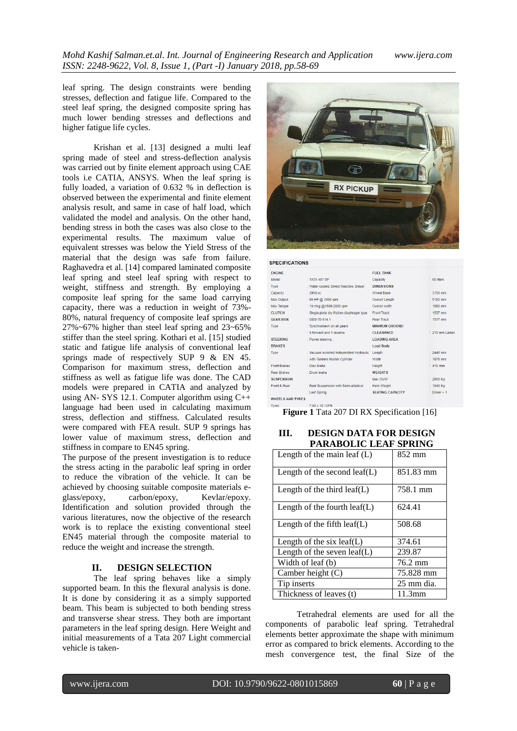leaf spring. The design constraints were bending stresses, deflection and fatigue life. Compared to the steel leaf spring, the designed composite spring has much lower bending stresses and deflections and higher fatigue life cycles.

Krishan et al. [13] designed a multi leaf spring made of steel and stress-deflection analysis was carried out by finite element approach using CAE tools i.e CATIA, ANSYS. When the leaf spring is fully loaded, a variation of 0.632 % in deflection is observed between the experimental and finite element analysis result, and same in case of half load, which validated the model and analysis. On the other hand, bending stress in both the cases was also close to the experimental results. The maximum value of equivalent stresses was below the Yield Stress of the material that the design was safe from failure. Raghavedra et al. [14] compared laminated composite leaf spring and steel leaf spring with respect to weight, stiffness and strength. By employing a composite leaf spring for the same load carrying capacity, there was a reduction in weight of 73%-80%, natural frequency of composite leaf springs are 27%~67% higher than steel leaf spring and 23~65% stiffer than the steel spring. Kothari et al. [15] studied static and fatigue life analysis of conventional leaf springs made of respectively SUP 9 & EN 45. Comparison for maximum stress, deflection and stiffness as well as fatigue life was done. The CAD models were prepared in CATIA and analyzed by using AN- SYS 12.1. Computer algorithm using C++ language had been used in calculating maximum stress, deflection and stiffness. Calculated results were compared with FEA result. SUP 9 springs has lower value of maximum stress, deflection and stiffness in compare to EN45 spring.

The purpose of the present investigation is to reduce the stress acting in the parabolic leaf spring in order to reduce the vibration of the vehicle. It can be achieved by choosing suitable composite materials e-glass/epoxy, carbon/epoxy, Kevlar/epoxy. Identification and solution provided through the various literatures, now the objective of the research work is to replace the existing conventional steel EN45 material through the composite material to reduce the weight and increase the strength.

## II. DESIGN SELECTION

The leaf spring behaves like a simply supported beam. In this the flexural analysis is done. It is done by considering it as a simply supported beam. This beam is subjected to both bending stress and transverse shear stress. They both are important parameters in the leaf spring design. Here Weight and initial measurements of a Tata 207 Light commercial vehicle is taken-

**SPECIFICATIONS**

| | | | |
|---|---|---|---|
| **ENGINE** | | **FUEL TANK** | |
| Model | : TATA 497 SP | Capacity | : 60 liters |
| Type | : Water-cooled, Direct Injection, Diesel | **DIMENSIONS** | |
| Capacity | : 2956 cc | Wheel Base | : 3150 mm |
| Max Output | : 65 HP @ 2800 rpm | Overall Length | : 5182 mm |
| Max Torque | : 18 mkg @1500-2000 rpm | Overall width | : 1860 mm |
| **CLUTCH** | : Single plate dry friction diaphragm type | Front Track | : 1537 mm |
| **GEAR BOX** | : GBS-76-5/4.1 | Rear Track | : 1577 mm |
| Type | : Synchromesh on all gears | **MINIMUM GROUND** | |
| | : 5 forward and 1 reverse | **CLEARANCE** | : 210 mm Laden |
| **STEERING** | : Power steering | **LOADING AREA** | |
| **BRAKES** | | **Load Body** | |
| Type | : Vacuum assisted independent Hydraulic | Length | : 2440 mm |
| | : with Tandem Master Cylinder | Width | : 1675 mm |
| Front Brakes | : Disc brake | Height | : 415 mm |
| Rear Brakes | : Drum brake | **WEIGHTS** | |
| **SUSPENSION** | | Max GVW | : 2950 Kg |
| Front & Rear | : Reid Suspension with Semi-elliptical | Kerb Weight | : 1940 Kg |
| | : Leaf Spring | **SEATING CAPACITY** | : Driver + 1 |
| **WHEELS AND TYRES** | | | |
| Tyres | : 7.00 x 16 12PR | | |

**Figure 1** Tata 207 DI RX Specification [16]

## III. DESIGN DATA FOR DESIGN PARABOLIC LEAF SPRING

| | |
|---|---|
| Length of the main leaf (L) | 852 mm |
| Length of the second leaf(L) | 851.83 mm |
| Length of the third leaf(L) | 758.1 mm |
| Length of the fourth leaf(L) | 624.41 |
| Length of the fifth leaf(L) | 508.68 |
| Length of the six leaf(L) | 374.61 |
| Length of the seven leaf(L) | 239.87 |
| Width of leaf (b) | 76.2 mm |
| Camber height (C) | 75.828 mm |
| Tip inserts | 25 mm dia. |
| Thickness of leaves (t) | 11.3mm |

Tetrahedral elements are used for all the components of parabolic leaf spring. Tetrahedral elements better approximate the shape with minimum error as compared to brick elements. According to the mesh convergence test, the final Size of the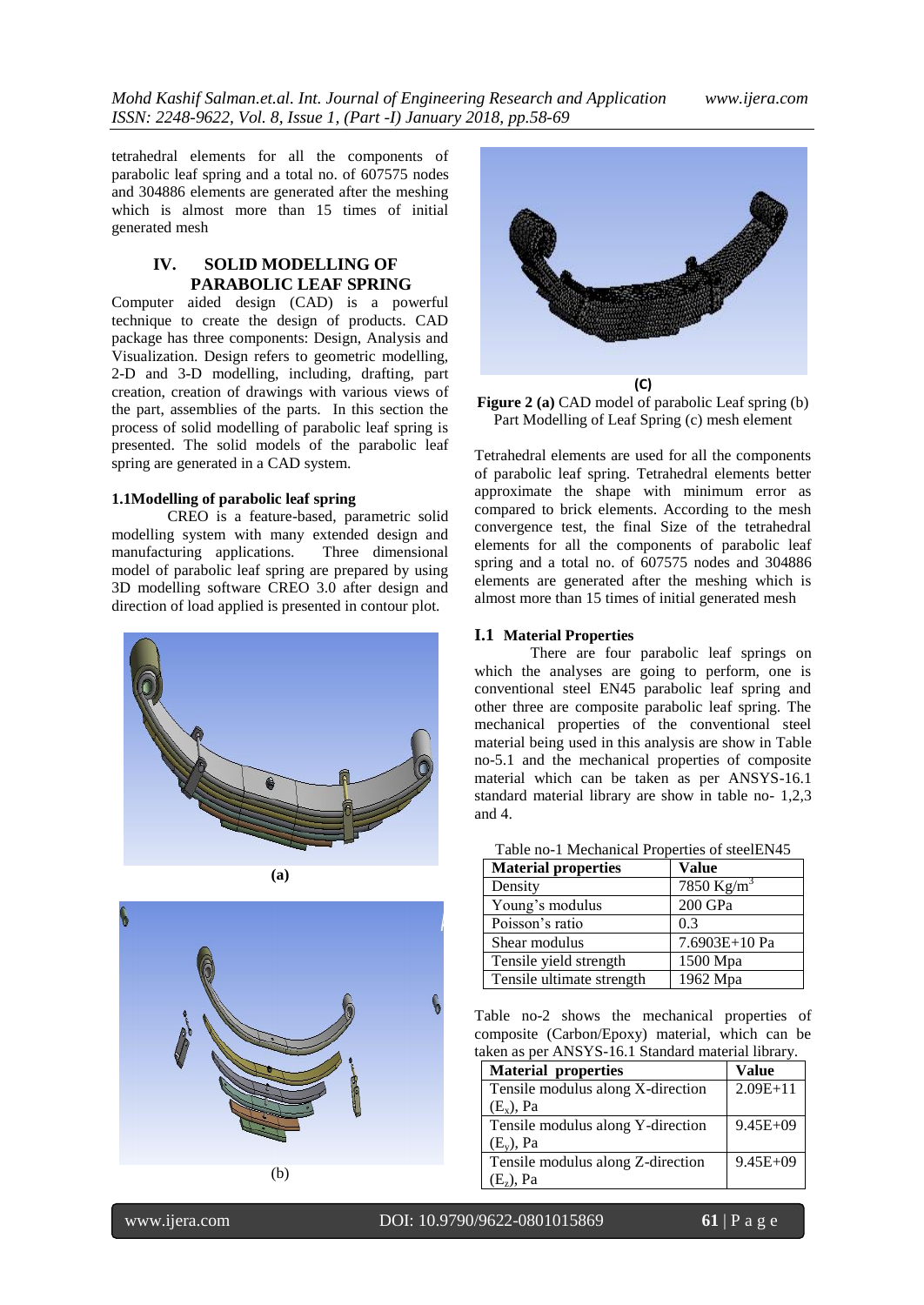tetrahedral elements for all the components of parabolic leaf spring and a total no. of 607575 nodes and 304886 elements are generated after the meshing which is almost more than 15 times of initial generated mesh

## IV. SOLID MODELLING OF PARABOLIC LEAF SPRING

Computer aided design (CAD) is a powerful technique to create the design of products. CAD package has three components: Design, Analysis and Visualization. Design refers to geometric modelling, 2-D and 3-D modelling, including, drafting, part creation, creation of drawings with various views of the part, assemblies of the parts. In this section the process of solid modelling of parabolic leaf spring is presented. The solid models of the parabolic leaf spring are generated in a CAD system.

### 1.1Modelling of parabolic leaf spring

CREO is a feature-based, parametric solid modelling system with many extended design and manufacturing applications. Three dimensional model of parabolic leaf spring are prepared by using 3D modelling software CREO 3.0 after design and direction of load applied is presented in contour plot.

(a)

(b)

(C)

**Figure 2 (a)** CAD model of parabolic Leaf spring (b) Part Modelling of Leaf Spring (c) mesh element

Tetrahedral elements are used for all the components of parabolic leaf spring. Tetrahedral elements better approximate the shape with minimum error as compared to brick elements. According to the mesh convergence test, the final Size of the tetrahedral elements for all the components of parabolic leaf spring and a total no. of 607575 nodes and 304886 elements are generated after the meshing which is almost more than 15 times of initial generated mesh

### I.1 Material Properties

There are four parabolic leaf springs on which the analyses are going to perform, one is conventional steel EN45 parabolic leaf spring and other three are composite parabolic leaf spring. The mechanical properties of the conventional steel material being used in this analysis are show in Table no-5.1 and the mechanical properties of composite material which can be taken as per ANSYS-16.1 standard material library are show in table no- 1,2,3 and 4.

Table no-1 Mechanical Properties of steelEN45

| Material properties | Value |
|---|---|
| Density | 7850 Kg/m$^3$ |
| Young's modulus | 200 GPa |
| Poisson's ratio | 0.3 |
| Shear modulus | 7.6903E+10 Pa |
| Tensile yield strength | 1500 Mpa |
| Tensile ultimate strength | 1962 Mpa |

Table no-2 shows the mechanical properties of composite (Carbon/Epoxy) material, which can be taken as per ANSYS-16.1 Standard material library.

| Material properties | Value |
|---|---|
| Tensile modulus along X-direction ($E_x$), Pa | 2.09E+11 |
| Tensile modulus along Y-direction ($E_y$), Pa | 9.45E+09 |
| Tensile modulus along Z-direction ($E_z$), Pa | 9.45E+09 |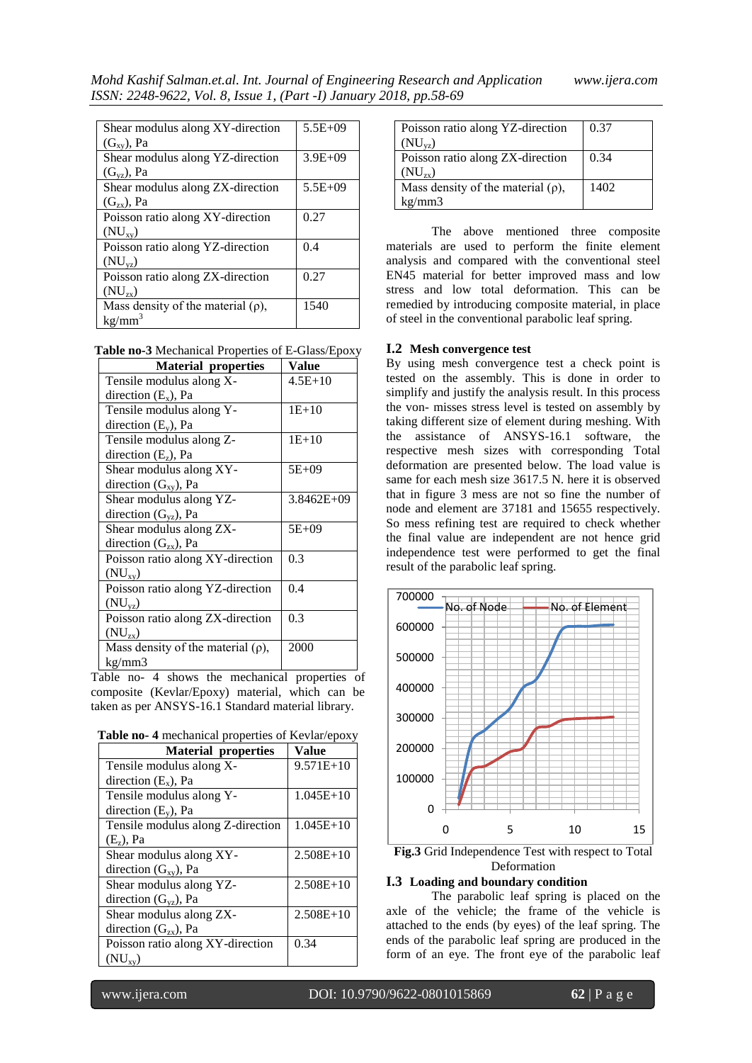| Shear modulus along XY-direction ($G_{xy}$), Pa | 5.5E+09 |
|---|---|
| Shear modulus along YZ-direction ($G_{yz}$), Pa | 3.9E+09 |
| Shear modulus along ZX-direction ($G_{zx}$), Pa | 5.5E+09 |
| Poisson ratio along XY-direction ($NU_{xy}$) | 0.27 |
| Poisson ratio along YZ-direction ($NU_{yz}$) | 0.4 |
| Poisson ratio along ZX-direction ($NU_{zx}$) | 0.27 |
| Mass density of the material (ρ), $kg/mm^3$ | 1540 |

**Table no-3** Mechanical Properties of E-Glass/Epoxy

| Material properties | Value |
|---|---|
| Tensile modulus along X-direction ($E_x$), Pa | 4.5E+10 |
| Tensile modulus along Y-direction ($E_y$), Pa | 1E+10 |
| Tensile modulus along Z-direction ($E_z$), Pa | 1E+10 |
| Shear modulus along XY-direction ($G_{xy}$), Pa | 5E+09 |
| Shear modulus along YZ-direction ($G_{yz}$), Pa | 3.8462E+09 |
| Shear modulus along ZX-direction ($G_{zx}$), Pa | 5E+09 |
| Poisson ratio along XY-direction ($NU_{xy}$) | 0.3 |
| Poisson ratio along YZ-direction ($NU_{yz}$) | 0.4 |
| Poisson ratio along ZX-direction ($NU_{zx}$) | 0.3 |
| Mass density of the material (ρ), kg/mm3 | 2000 |

Table no- 4 shows the mechanical properties of composite (Kevlar/Epoxy) material, which can be taken as per ANSYS-16.1 Standard material library.

**Table no- 4** mechanical properties of Kevlar/epoxy

| Material properties | Value |
|---|---|
| Tensile modulus along X-direction ($E_x$), Pa | 9.571E+10 |
| Tensile modulus along Y-direction ($E_y$), Pa | 1.045E+10 |
| Tensile modulus along Z-direction ($E_z$), Pa | 1.045E+10 |
| Shear modulus along XY-direction ($G_{xy}$), Pa | 2.508E+10 |
| Shear modulus along YZ-direction ($G_{yz}$), Pa | 2.508E+10 |
| Shear modulus along ZX-direction ($G_{zx}$), Pa | 2.508E+10 |
| Poisson ratio along XY-direction ($NU_{xy}$) | 0.34 |
| Poisson ratio along YZ-direction ($NU_{yz}$) | 0.37 |
| Poisson ratio along ZX-direction ($NU_{zx}$) | 0.34 |
| Mass density of the material (ρ), kg/mm3 | 1402 |

The above mentioned three composite materials are used to perform the finite element analysis and compared with the conventional steel EN45 material for better improved mass and low stress and low total deformation. This can be remedied by introducing composite material, in place of steel in the conventional parabolic leaf spring.

### I.2 Mesh convergence test

By using mesh convergence test a check point is tested on the assembly. This is done in order to simplify and justify the analysis result. In this process the von- misses stress level is tested on assembly by taking different size of element during meshing. With the assistance of ANSYS-16.1 software, the respective mesh sizes with corresponding Total deformation are presented below. The load value is same for each mesh size 3617.5 N. here it is observed that in figure 3 mess are not so fine the number of node and element are 37181 and 15655 respectively. So mess refining test are required to check whether the final value are independent are not hence grid independence test were performed to get the final result of the parabolic leaf spring.

**Fig.3** Grid Independence Test with respect to Total Deformation

### I.3 Loading and boundary condition

The parabolic leaf spring is placed on the axle of the vehicle; the frame of the vehicle is attached to the ends (by eyes) of the leaf spring. The ends of the parabolic leaf spring are produced in the form of an eye. The front eye of the parabolic leaf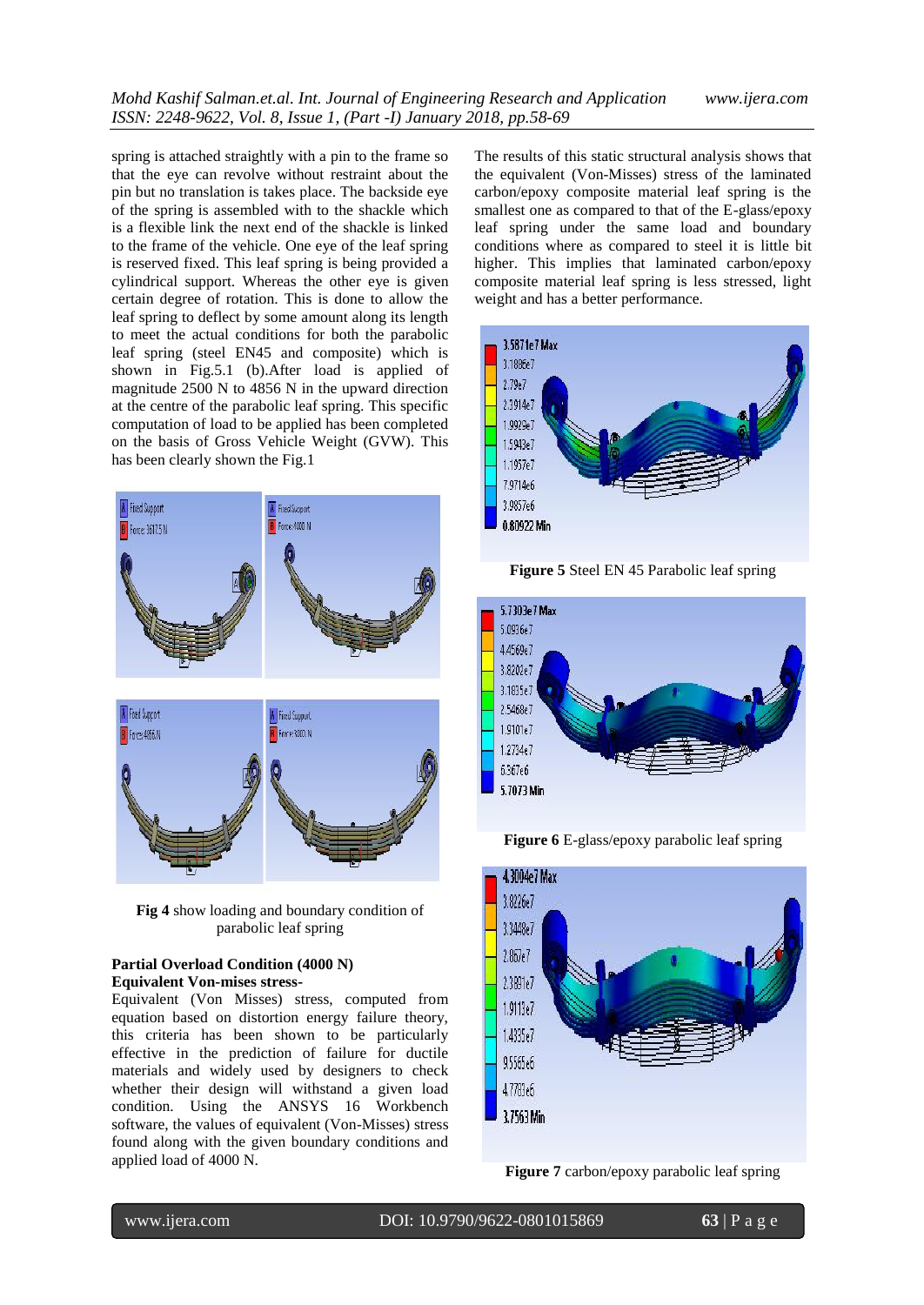spring is attached straightly with a pin to the frame so that the eye can revolve without restraint about the pin but no translation is takes place. The backside eye of the spring is assembled with to the shackle which is a flexible link the next end of the shackle is linked to the frame of the vehicle. One eye of the leaf spring is reserved fixed. This leaf spring is being provided a cylindrical support. Whereas the other eye is given certain degree of rotation. This is done to allow the leaf spring to deflect by some amount along its length to meet the actual conditions for both the parabolic leaf spring (steel EN45 and composite) which is shown in Fig.5.1 (b).After load is applied of magnitude 2500 N to 4856 N in the upward direction at the centre of the parabolic leaf spring. This specific computation of load to be applied has been completed on the basis of Gross Vehicle Weight (GVW). This has been clearly shown the Fig.1

**Fig 4** show loading and boundary condition of parabolic leaf spring

**Partial Overload Condition (4000 N)**
**Equivalent Von-mises stress-**

Equivalent (Von Misses) stress, computed from equation based on distortion energy failure theory, this criteria has been shown to be particularly effective in the prediction of failure for ductile materials and widely used by designers to check whether their design will withstand a given load condition. Using the ANSYS 16 Workbench software, the values of equivalent (Von-Misses) stress found along with the given boundary conditions and applied load of 4000 N.

The results of this static structural analysis shows that the equivalent (Von-Misses) stress of the laminated carbon/epoxy composite material leaf spring is the smallest one as compared to that of the E-glass/epoxy leaf spring under the same load and boundary conditions where as compared to steel it is little bit higher. This implies that laminated carbon/epoxy composite material leaf spring is less stressed, light weight and has a better performance.

**Figure 5** Steel EN 45 Parabolic leaf spring

**Figure 6** E-glass/epoxy parabolic leaf spring

**Figure 7** carbon/epoxy parabolic leaf spring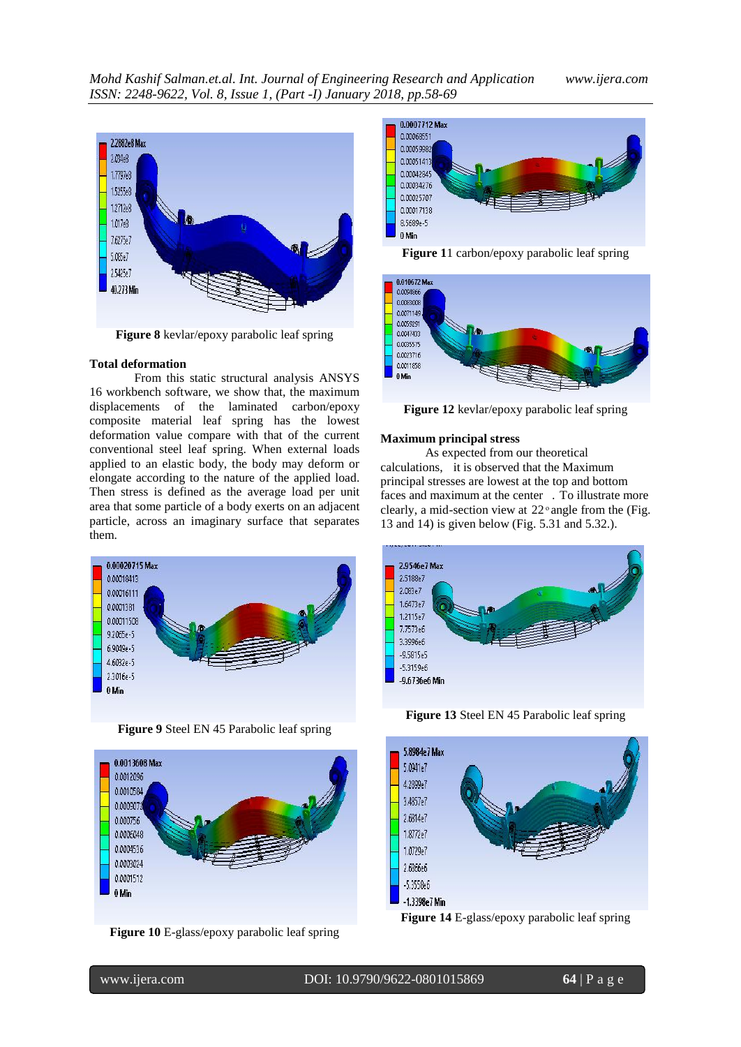Figure 8 kevlar/epoxy parabolic leaf spring

**Total deformation**

From this static structural analysis ANSYS 16 workbench software, we show that, the maximum displacements of the laminated carbon/epoxy composite material leaf spring has the lowest deformation value compare with that of the current conventional steel leaf spring. When external loads applied to an elastic body, the body may deform or elongate according to the nature of the applied load. Then stress is defined as the average load per unit area that some particle of a body exerts on an adjacent particle, across an imaginary surface that separates them.

**Figure 9** Steel EN 45 Parabolic leaf spring

**Figure 10** E-glass/epoxy parabolic leaf spring

**Figure 11** carbon/epoxy parabolic leaf spring

**Figure 12** kevlar/epoxy parabolic leaf spring

**Maximum principal stress**

As expected from our theoretical calculations, it is observed that the Maximum principal stresses are lowest at the top and bottom faces and maximum at the center . To illustrate more clearly, a mid-section view at 22∘angle from the (Fig. 13 and 14) is given below (Fig. 5.31 and 5.32.).

**Figure 13** Steel EN 45 Parabolic leaf spring

**Figure 14** E-glass/epoxy parabolic leaf spring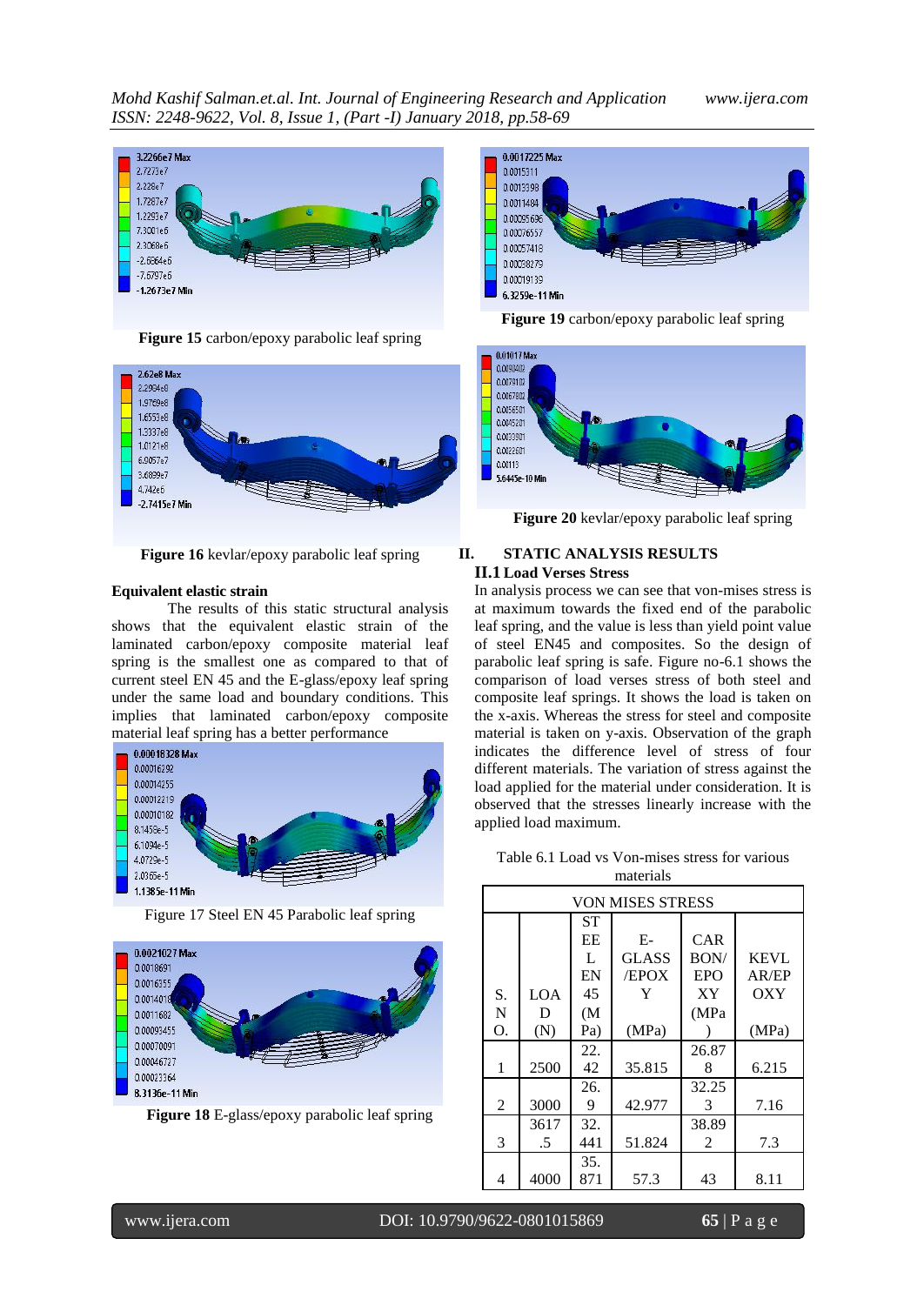**Figure 15** carbon/epoxy parabolic leaf spring

**Figure 16** kevlar/epoxy parabolic leaf spring

**Equivalent elastic strain**

The results of this static structural analysis shows that the equivalent elastic strain of the laminated carbon/epoxy composite material leaf spring is the smallest one as compared to that of current steel EN 45 and the E-glass/epoxy leaf spring under the same load and boundary conditions. This implies that laminated carbon/epoxy composite material leaf spring has a better performance

Figure 17 Steel EN 45 Parabolic leaf spring

**Figure 18** E-glass/epoxy parabolic leaf spring

**Figure 19** carbon/epoxy parabolic leaf spring

**Figure 20** kevlar/epoxy parabolic leaf spring

## II. STATIC ANALYSIS RESULTS

### II.1 Load Verses Stress

In analysis process we can see that von-mises stress is at maximum towards the fixed end of the parabolic leaf spring, and the value is less than yield point value of steel EN45 and composites. So the design of parabolic leaf spring is safe. Figure no-6.1 shows the comparison of load verses stress of both steel and composite leaf springs. It shows the load is taken on the x-axis. Whereas the stress for steel and composite material is taken on y-axis. Observation of the graph indicates the difference level of stress of four different materials. The variation of stress against the load applied for the material under consideration. It is observed that the stresses linearly increase with the applied load maximum.

Table 6.1 Load vs Von-mises stress for various materials

| VON MISES STRESS | | | | | |
|---|---|---|---|---|---|
| S. NO. | LOAD (N) | STEEL EN 45 (MPa) | E-GLASS /EPOXY (MPa) | CARBON/EPOXY (MPa) | KEVLAR/EPOXY (MPa) |
| 1 | 2500 | 22.42 | 35.815 | 26.878 | 6.215 |
| 2 | 3000 | 26.9 | 42.977 | 32.253 | 7.16 |
| 3 | 3617.5 | 32.441 | 51.824 | 38.892 | 7.3 |
| 4 | 4000 | 35.871 | 57.3 | 43 | 8.11 |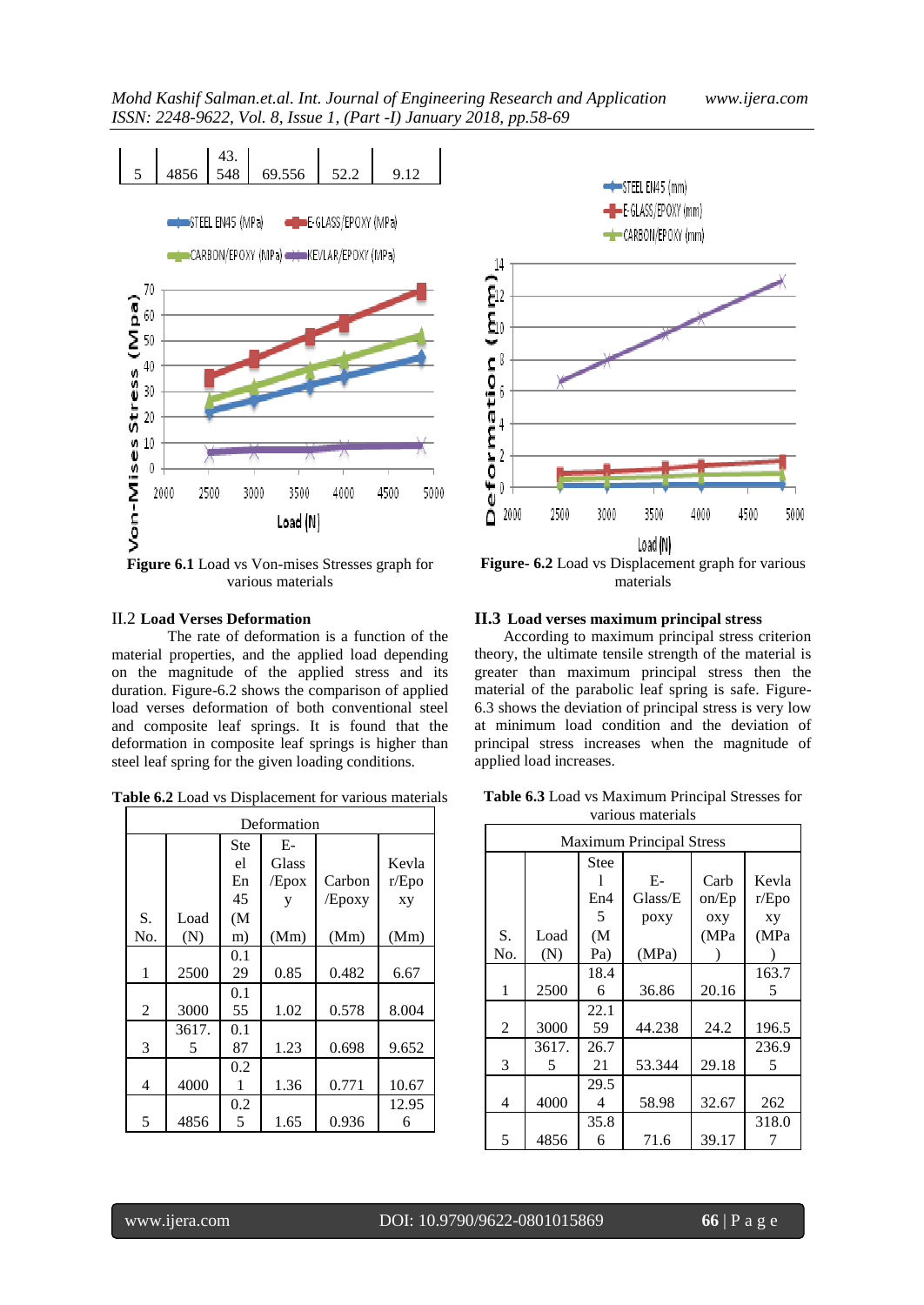| 5 | 4856 | 43.548 | 69.556 | 52.2 | 9.12 |
|---|---|---|---|---|---|

**Figure 6.1** Load vs Von-mises Stresses graph for various materials

**Figure- 6.2** Load vs Displacement graph for various materials

II.2 **Load Verses Deformation**

The rate of deformation is a function of the material properties, and the applied load depending on the magnitude of the applied stress and its duration. Figure-6.2 shows the comparison of applied load verses deformation of both conventional steel and composite leaf springs. It is found that the deformation in composite leaf springs is higher than steel leaf spring for the given loading conditions.

**Table 6.2** Load vs Displacement for various materials

| Deformation | | | | | |
|---|---|---|---|---|---|
| S. No. | Load (N) | Steel En45 (Mm) | E-Glass/Epoxy (Mm) | Carbon/Epoxy (Mm) | Kevlar/Epoxy (Mm) |
| 1 | 2500 | 0.129 | 0.85 | 0.482 | 6.67 |
| 2 | 3000 | 0.155 | 1.02 | 0.578 | 8.004 |
| 3 | 3617.5 | 0.187 | 1.23 | 0.698 | 9.652 |
| 4 | 4000 | 0.21 | 1.36 | 0.771 | 10.67 |
| 5 | 4856 | 0.25 | 1.65 | 0.936 | 12.956 |

**II.3 Load verses maximum principal stress**

According to maximum principal stress criterion theory, the ultimate tensile strength of the material is greater than maximum principal stress then the material of the parabolic leaf spring is safe. Figure-6.3 shows the deviation of principal stress is very low at minimum load condition and the deviation of principal stress increases when the magnitude of applied load increases.

**Table 6.3** Load vs Maximum Principal Stresses for various materials

| Maximum Principal Stress | | | | | |
|---|---|---|---|---|---|
| S. No. | Load (N) | Steel En45 (MPa) | E-Glass/Epoxy (MPa) | Carbon/Epoxy (MPa) | Kevlar/Epoxy (MPa) |
| 1 | 2500 | 18.46 | 36.86 | 20.16 | 163.75 |
| 2 | 3000 | 22.159 | 44.238 | 24.2 | 196.5 |
| 3 | 3617.5 | 26.721 | 53.344 | 29.18 | 236.95 |
| 4 | 4000 | 29.54 | 58.98 | 32.67 | 262 |
| 5 | 4856 | 35.86 | 71.6 | 39.17 | 318.07 |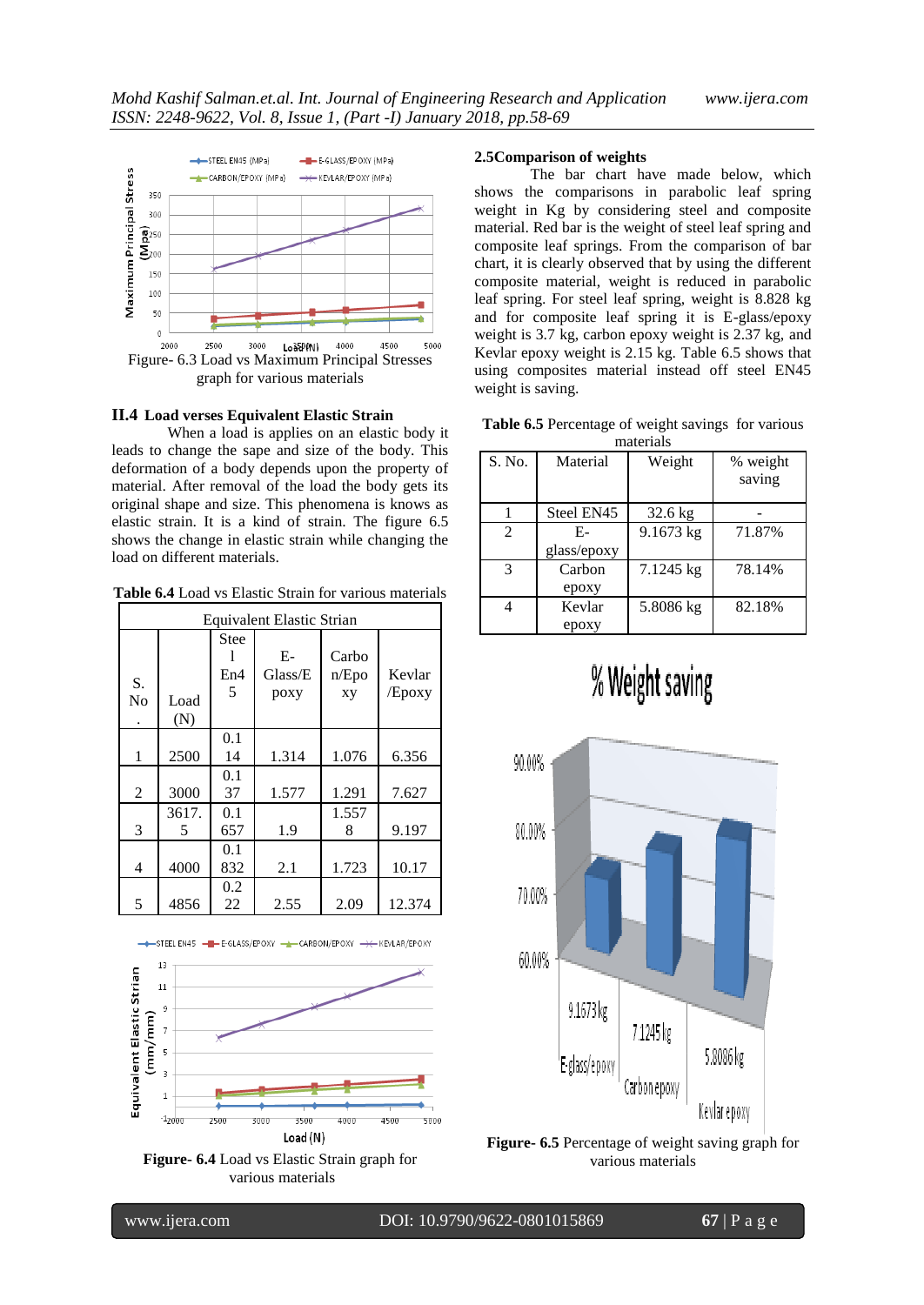Figure- 6.3 Load vs Maximum Principal Stresses graph for various materials

## II.4 Load verses Equivalent Elastic Strain

When a load is applies on an elastic body it leads to change the sape and size of the body. This deformation of a body depends upon the property of material. After removal of the load the body gets its original shape and size. This phenomena is knows as elastic strain. It is a kind of strain. The figure 6.5 shows the change in elastic strain while changing the load on different materials.

**Table 6.4** Load vs Elastic Strain for various materials

| Equivalent Elastic Strian | | | | | |
|---|---|---|---|---|---|
| S. No. | Load (N) | Steel En45 | E-Glass/Epoxy | Carbon/Epoxy | Kevlar /Epoxy |
| 1 | 2500 | 0.114 | 1.314 | 1.076 | 6.356 |
| 2 | 3000 | 0.137 | 1.577 | 1.291 | 7.627 |
| 3 | 3617.5 | 0.1657 | 1.9 | 1.5578 | 9.197 |
| 4 | 4000 | 0.1832 | 2.1 | 1.723 | 10.17 |
| 5 | 4856 | 0.222 | 2.55 | 2.09 | 12.374 |

**Figure- 6.4** Load vs Elastic Strain graph for various materials

## 2.5Comparison of weights

The bar chart have made below, which shows the comparisons in parabolic leaf spring weight in Kg by considering steel and composite material. Red bar is the weight of steel leaf spring and composite leaf springs. From the comparison of bar chart, it is clearly observed that by using the different composite material, weight is reduced in parabolic leaf spring. For steel leaf spring, weight is 8.828 kg and for composite leaf spring it is E-glass/epoxy weight is 3.7 kg, carbon epoxy weight is 2.37 kg, and Kevlar epoxy weight is 2.15 kg. Table 6.5 shows that using composites material instead off steel EN45 weight is saving.

**Table 6.5** Percentage of weight savings for various materials

| S. No. | Material | Weight | % weight saving |
|---|---|---|---|
| 1 | Steel EN45 | 32.6 kg | - |
| 2 | E-glass/epoxy | 9.1673 kg | 71.87% |
| 3 | Carbon epoxy | 7.1245 kg | 78.14% |
| 4 | Kevlar epoxy | 5.8086 kg | 82.18% |

**Figure- 6.5** Percentage of weight saving graph for various materials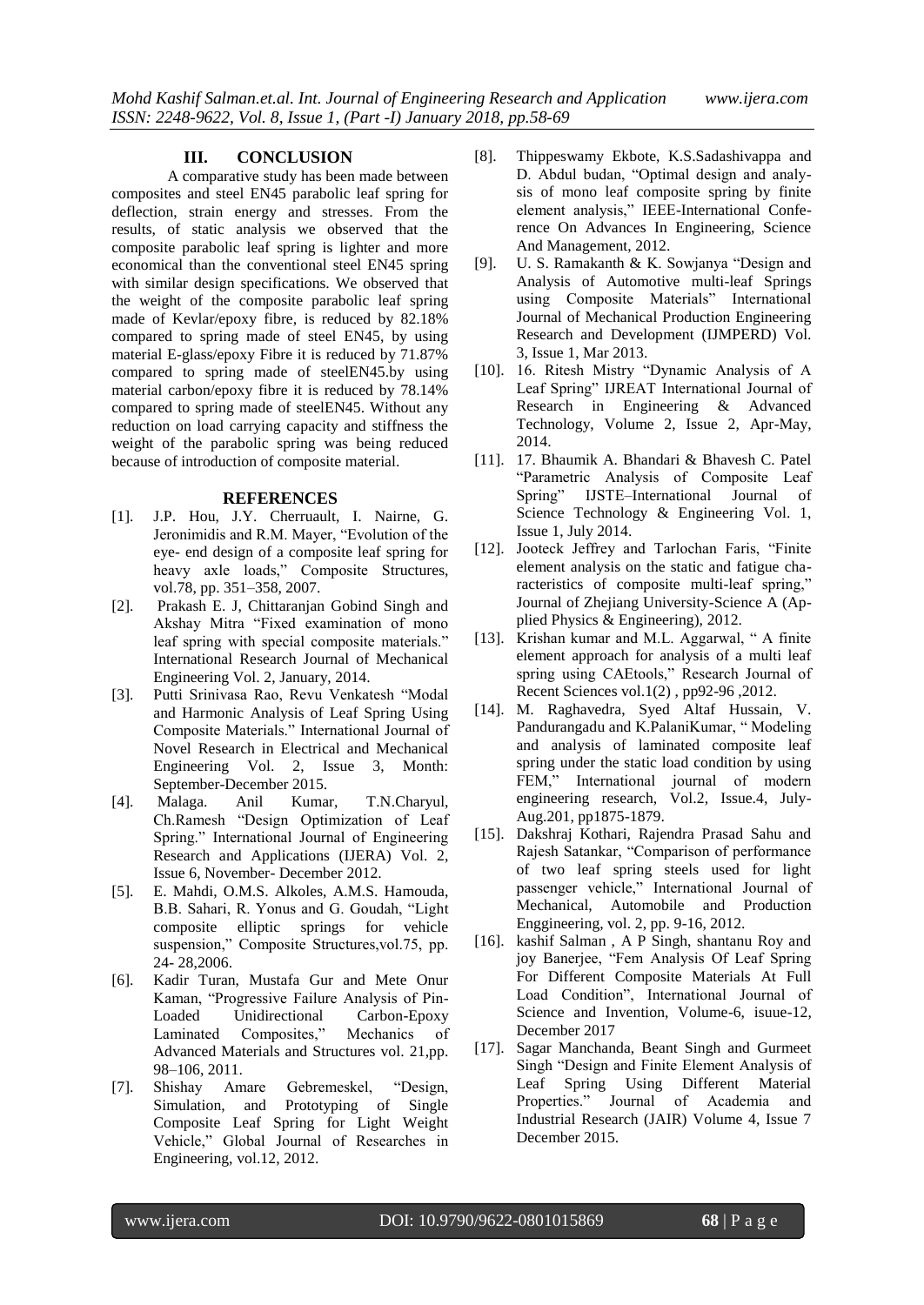## III. CONCLUSION

A comparative study has been made between composites and steel EN45 parabolic leaf spring for deflection, strain energy and stresses. From the results, of static analysis we observed that the composite parabolic leaf spring is lighter and more economical than the conventional steel EN45 spring with similar design specifications. We observed that the weight of the composite parabolic leaf spring made of Kevlar/epoxy fibre, is reduced by 82.18% compared to spring made of steel EN45, by using material E-glass/epoxy Fibre it is reduced by 71.87% compared to spring made of steelEN45.by using material carbon/epoxy fibre it is reduced by 78.14% compared to spring made of steelEN45. Without any reduction on load carrying capacity and stiffness the weight of the parabolic spring was being reduced because of introduction of composite material.

## REFERENCES

[1]. J.P. Hou, J.Y. Cherruault, I. Nairne, G. Jeronimidis and R.M. Mayer, "Evolution of the eye- end design of a composite leaf spring for heavy axle loads," Composite Structures, vol.78, pp. 351–358, 2007.

[2]. Prakash E. J, Chittaranjan Gobind Singh and Akshay Mitra "Fixed examination of mono leaf spring with special composite materials." International Research Journal of Mechanical Engineering Vol. 2, January, 2014.

[3]. Putti Srinivasa Rao, Revu Venkatesh "Modal and Harmonic Analysis of Leaf Spring Using Composite Materials." International Journal of Novel Research in Electrical and Mechanical Engineering Vol. 2, Issue 3, Month: September-December 2015.

[4]. Malaga. Anil Kumar, T.N.Charyul, Ch.Ramesh "Design Optimization of Leaf Spring." International Journal of Engineering Research and Applications (IJERA) Vol. 2, Issue 6, November- December 2012.

[5]. E. Mahdi, O.M.S. Alkoles, A.M.S. Hamouda, B.B. Sahari, R. Yonus and G. Goudah, "Light composite elliptic springs for vehicle suspension," Composite Structures,vol.75, pp. 24- 28,2006.

[6]. Kadir Turan, Mustafa Gur and Mete Onur Kaman, "Progressive Failure Analysis of Pin-Loaded Unidirectional Carbon-Epoxy Laminated Composites," Mechanics of Advanced Materials and Structures vol. 21,pp. 98–106, 2011.

[7]. Shishay Amare Gebremeskel, "Design, Simulation, and Prototyping of Single Composite Leaf Spring for Light Weight Vehicle," Global Journal of Researches in Engineering, vol.12, 2012.

[8]. Thippeswamy Ekbote, K.S.Sadashivappa and D. Abdul budan, "Optimal design and analysis of mono leaf composite spring by finite element analysis," IEEE-International Conference On Advances In Engineering, Science And Management, 2012.

[9]. U. S. Ramakanth & K. Sowjanya "Design and Analysis of Automotive multi-leaf Springs using Composite Materials" International Journal of Mechanical Production Engineering Research and Development (IJMPERD) Vol. 3, Issue 1, Mar 2013.

[10]. 16. Ritesh Mistry "Dynamic Analysis of A Leaf Spring" IJREAT International Journal of Research in Engineering & Advanced Technology, Volume 2, Issue 2, Apr-May, 2014.

[11]. 17. Bhaumik A. Bhandari & Bhavesh C. Patel "Parametric Analysis of Composite Leaf Spring" IJSTE–International Journal of Science Technology & Engineering Vol. 1, Issue 1, July 2014.

[12]. Jooteck Jeffrey and Tarlochan Faris, "Finite element analysis on the static and fatigue characteristics of composite multi-leaf spring," Journal of Zhejiang University-Science A (Applied Physics & Engineering), 2012.

[13]. Krishan kumar and M.L. Aggarwal, " A finite element approach for analysis of a multi leaf spring using CAEtools," Research Journal of Recent Sciences vol.1(2) , pp92-96 ,2012.

[14]. M. Raghavedra, Syed Altaf Hussain, V. Pandurangadu and K.PalaniKumar, " Modeling and analysis of laminated composite leaf spring under the static load condition by using FEM," International journal of modern engineering research, Vol.2, Issue.4, July-Aug.201, pp1875-1879.

[15]. Dakshraj Kothari, Rajendra Prasad Sahu and Rajesh Satankar, "Comparison of performance of two leaf spring steels used for light passenger vehicle," International Journal of Mechanical, Automobile and Production Enggineering, vol. 2, pp. 9-16, 2012.

[16]. kashif Salman , A P Singh, shantanu Roy and joy Banerjee, "Fem Analysis Of Leaf Spring For Different Composite Materials At Full Load Condition", International Journal of Science and Invention, Volume-6, isuue-12, December 2017

[17]. Sagar Manchanda, Beant Singh and Gurmeet Singh "Design and Finite Element Analysis of Leaf Spring Using Different Material Properties." Journal of Academia and Industrial Research (JAIR) Volume 4, Issue 7 December 2015.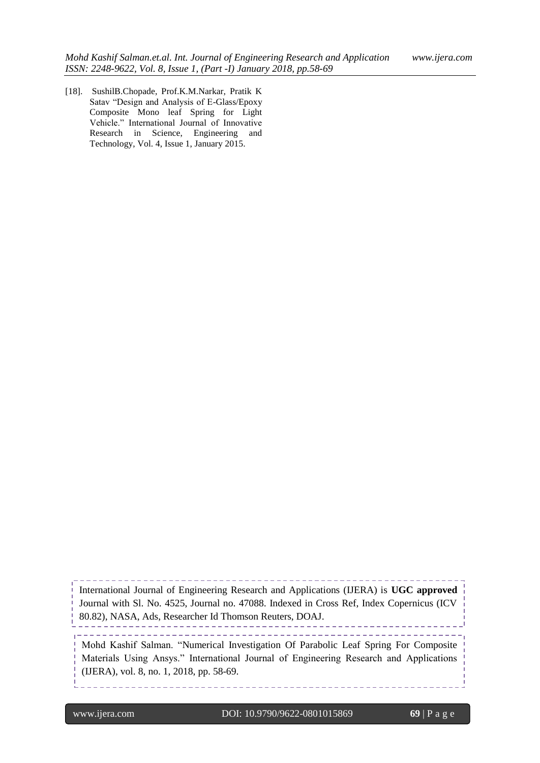[18]. SushilB.Chopade, Prof.K.M.Narkar, Pratik K Satav "Design and Analysis of E-Glass/Epoxy Composite Mono leaf Spring for Light Vehicle." International Journal of Innovative Research in Science, Engineering and Technology, Vol. 4, Issue 1, January 2015.

International Journal of Engineering Research and Applications (IJERA) is **UGC approved** Journal with Sl. No. 4525, Journal no. 47088. Indexed in Cross Ref, Index Copernicus (ICV 80.82), NASA, Ads, Researcher Id Thomson Reuters, DOAJ.

Mohd Kashif Salman. "Numerical Investigation Of Parabolic Leaf Spring For Composite Materials Using Ansys." International Journal of Engineering Research and Applications (IJERA), vol. 8, no. 1, 2018, pp. 58-69.